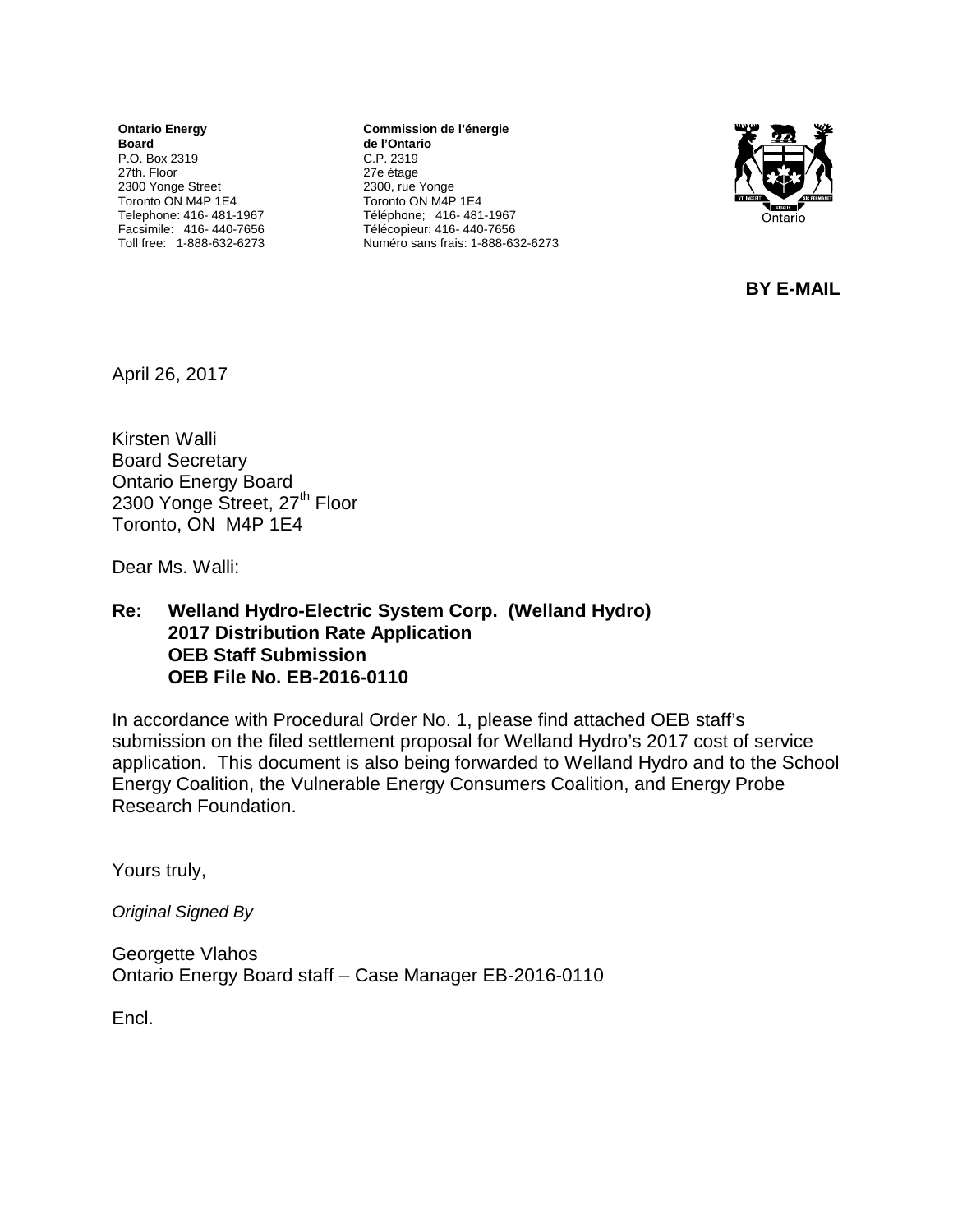**Ontario Energy Board**
P.O. Box 2319
27th. Floor
2300 Yonge Street
Toronto ON M4P 1E4
Telephone: 416- 481-1967
Facsimile: 416- 440-7656
Toll free: 1-888-632-6273

**Commission de l'énergie de l'Ontario**
C.P. 2319
27e étage
2300, rue Yonge
Toronto ON M4P 1E4
Téléphone; 416- 481-1967
Télécopieur: 416- 440-7656
Numéro sans frais: 1-888-632-6273

**BY E-MAIL**

April 26, 2017

Kirsten Walli
Board Secretary
Ontario Energy Board
2300 Yonge Street, 27th Floor
Toronto, ON M4P 1E4

Dear Ms. Walli:

**Re: Welland Hydro-Electric System Corp. (Welland Hydro)**
**2017 Distribution Rate Application**
**OEB Staff Submission**
**OEB File No. EB-2016-0110**

In accordance with Procedural Order No. 1, please find attached OEB staff's submission on the filed settlement proposal for Welland Hydro's 2017 cost of service application. This document is also being forwarded to Welland Hydro and to the School Energy Coalition, the Vulnerable Energy Consumers Coalition, and Energy Probe Research Foundation.

Yours truly,

*Original Signed By*

Georgette Vlahos
Ontario Energy Board staff – Case Manager EB-2016-0110

Encl.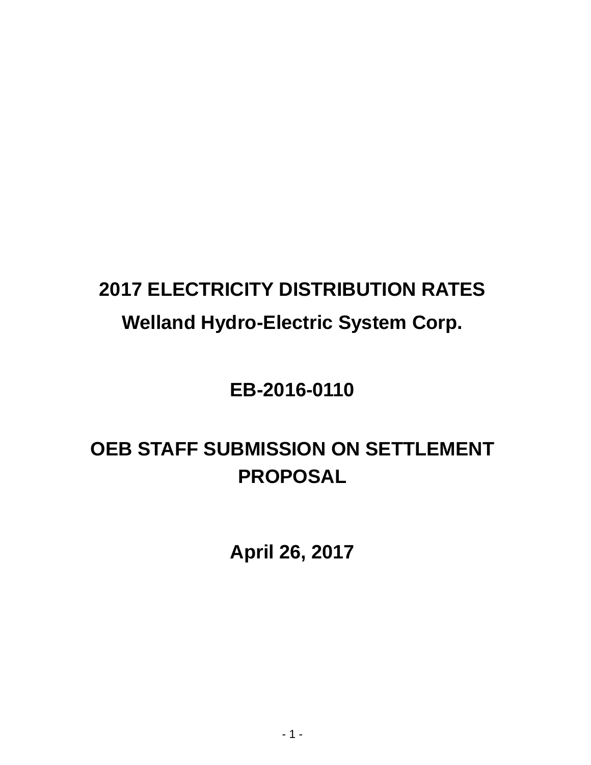# 2017 ELECTRICITY DISTRIBUTION RATES

# Welland Hydro-Electric System Corp.

# EB-2016-0110

# OEB STAFF SUBMISSION ON SETTLEMENT PROPOSAL

# April 26, 2017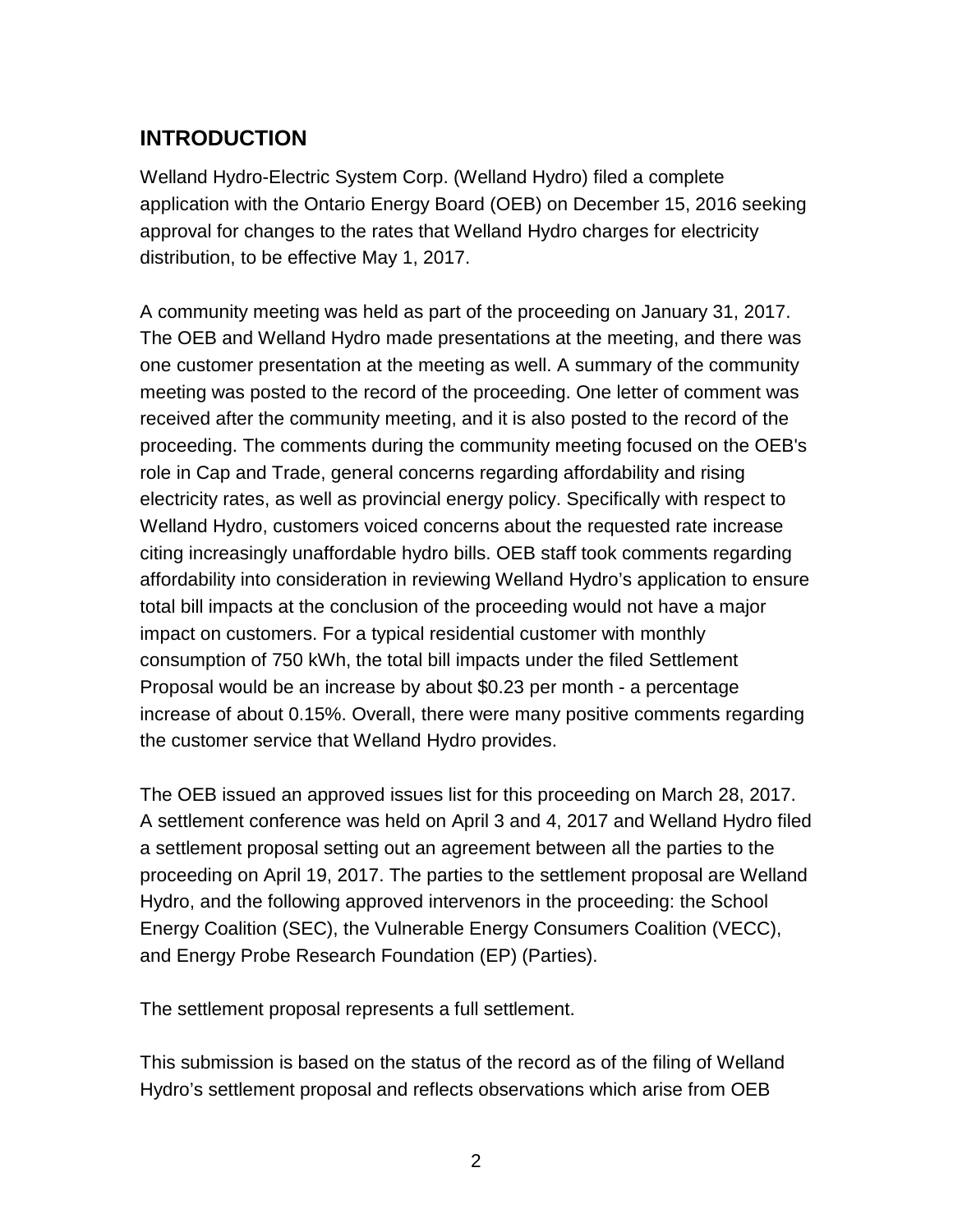## INTRODUCTION

Welland Hydro-Electric System Corp. (Welland Hydro) filed a complete application with the Ontario Energy Board (OEB) on December 15, 2016 seeking approval for changes to the rates that Welland Hydro charges for electricity distribution, to be effective May 1, 2017.

A community meeting was held as part of the proceeding on January 31, 2017. The OEB and Welland Hydro made presentations at the meeting, and there was one customer presentation at the meeting as well. A summary of the community meeting was posted to the record of the proceeding. One letter of comment was received after the community meeting, and it is also posted to the record of the proceeding. The comments during the community meeting focused on the OEB's role in Cap and Trade, general concerns regarding affordability and rising electricity rates, as well as provincial energy policy. Specifically with respect to Welland Hydro, customers voiced concerns about the requested rate increase citing increasingly unaffordable hydro bills. OEB staff took comments regarding affordability into consideration in reviewing Welland Hydro's application to ensure total bill impacts at the conclusion of the proceeding would not have a major impact on customers. For a typical residential customer with monthly consumption of 750 kWh, the total bill impacts under the filed Settlement Proposal would be an increase by about $0.23 per month - a percentage increase of about 0.15%. Overall, there were many positive comments regarding the customer service that Welland Hydro provides.

The OEB issued an approved issues list for this proceeding on March 28, 2017. A settlement conference was held on April 3 and 4, 2017 and Welland Hydro filed a settlement proposal setting out an agreement between all the parties to the proceeding on April 19, 2017. The parties to the settlement proposal are Welland Hydro, and the following approved intervenors in the proceeding: the School Energy Coalition (SEC), the Vulnerable Energy Consumers Coalition (VECC), and Energy Probe Research Foundation (EP) (Parties).

The settlement proposal represents a full settlement.

This submission is based on the status of the record as of the filing of Welland Hydro's settlement proposal and reflects observations which arise from OEB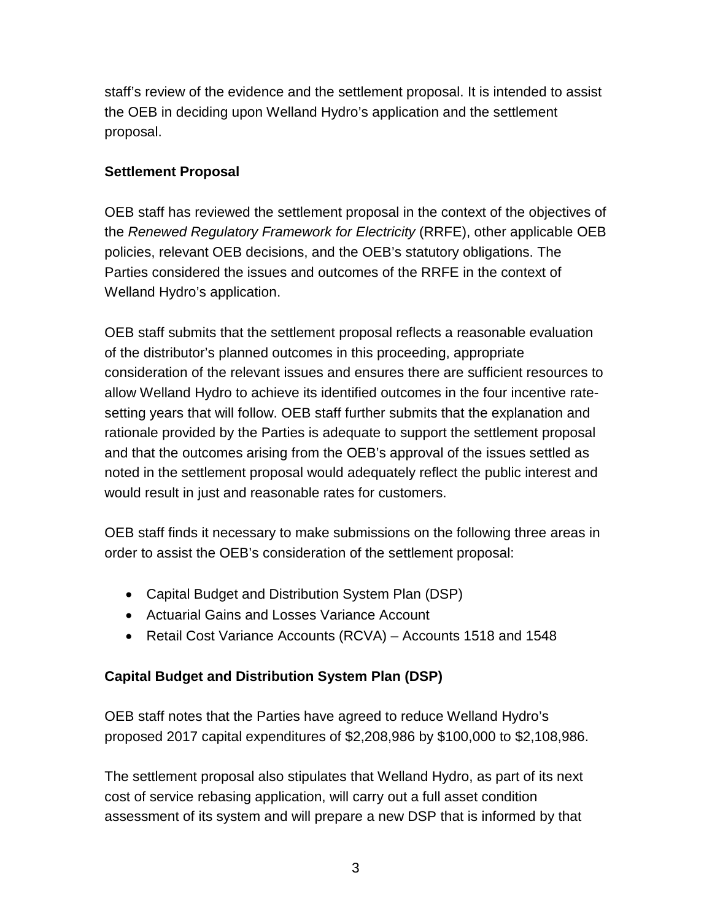staff's review of the evidence and the settlement proposal. It is intended to assist the OEB in deciding upon Welland Hydro's application and the settlement proposal.

## Settlement Proposal

OEB staff has reviewed the settlement proposal in the context of the objectives of the *Renewed Regulatory Framework for Electricity* (RRFE), other applicable OEB policies, relevant OEB decisions, and the OEB's statutory obligations. The Parties considered the issues and outcomes of the RRFE in the context of Welland Hydro's application.

OEB staff submits that the settlement proposal reflects a reasonable evaluation of the distributor's planned outcomes in this proceeding, appropriate consideration of the relevant issues and ensures there are sufficient resources to allow Welland Hydro to achieve its identified outcomes in the four incentive rate-setting years that will follow. OEB staff further submits that the explanation and rationale provided by the Parties is adequate to support the settlement proposal and that the outcomes arising from the OEB's approval of the issues settled as noted in the settlement proposal would adequately reflect the public interest and would result in just and reasonable rates for customers.

OEB staff finds it necessary to make submissions on the following three areas in order to assist the OEB's consideration of the settlement proposal:

- Capital Budget and Distribution System Plan (DSP)
- Actuarial Gains and Losses Variance Account
- Retail Cost Variance Accounts (RCVA) – Accounts 1518 and 1548

## Capital Budget and Distribution System Plan (DSP)

OEB staff notes that the Parties have agreed to reduce Welland Hydro's proposed 2017 capital expenditures of $2,208,986 by $100,000 to $2,108,986.

The settlement proposal also stipulates that Welland Hydro, as part of its next cost of service rebasing application, will carry out a full asset condition assessment of its system and will prepare a new DSP that is informed by that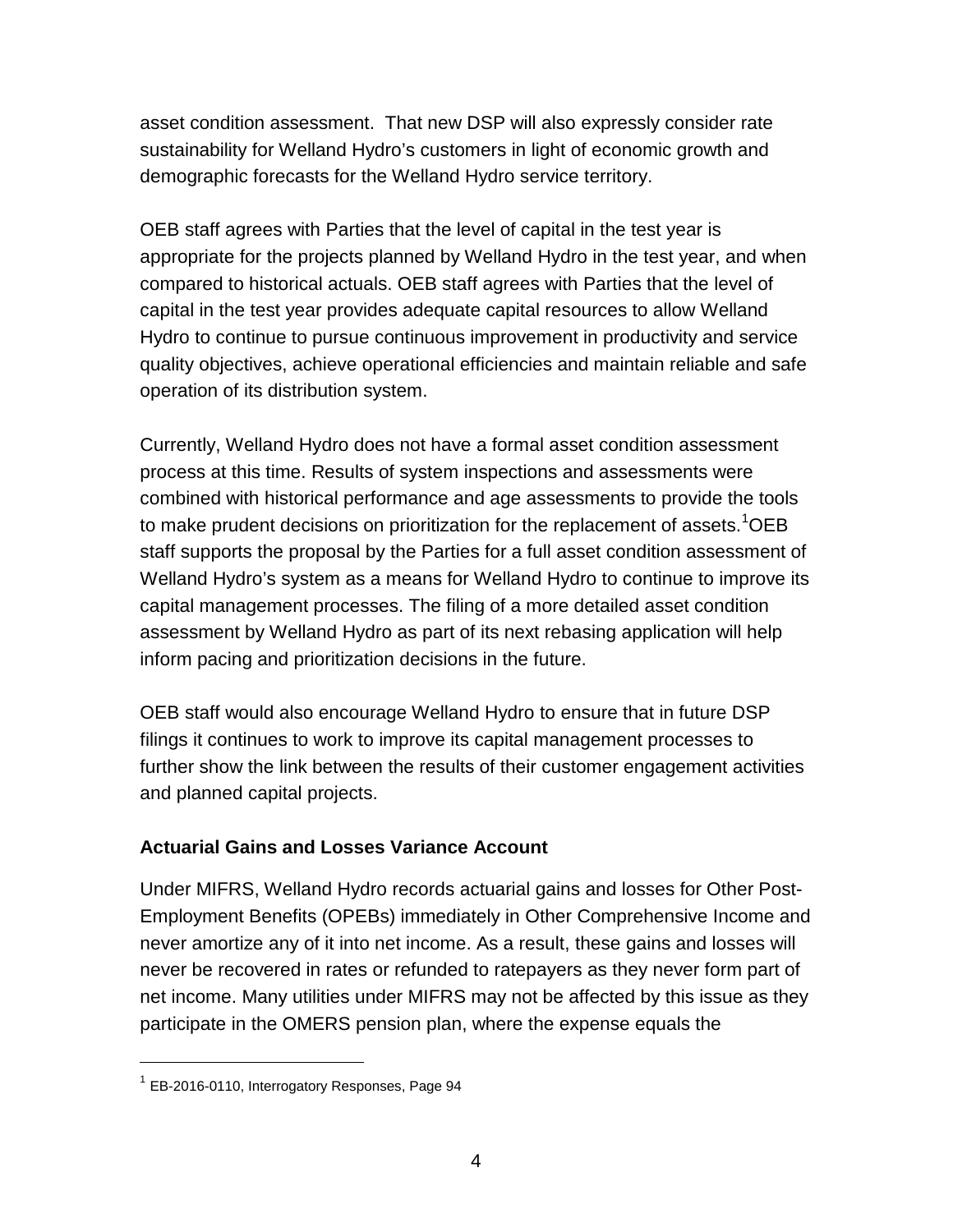asset condition assessment. That new DSP will also expressly consider rate sustainability for Welland Hydro's customers in light of economic growth and demographic forecasts for the Welland Hydro service territory.

OEB staff agrees with Parties that the level of capital in the test year is appropriate for the projects planned by Welland Hydro in the test year, and when compared to historical actuals. OEB staff agrees with Parties that the level of capital in the test year provides adequate capital resources to allow Welland Hydro to continue to pursue continuous improvement in productivity and service quality objectives, achieve operational efficiencies and maintain reliable and safe operation of its distribution system.

Currently, Welland Hydro does not have a formal asset condition assessment process at this time. Results of system inspections and assessments were combined with historical performance and age assessments to provide the tools to make prudent decisions on prioritization for the replacement of assets.[1] OEB staff supports the proposal by the Parties for a full asset condition assessment of Welland Hydro's system as a means for Welland Hydro to continue to improve its capital management processes. The filing of a more detailed asset condition assessment by Welland Hydro as part of its next rebasing application will help inform pacing and prioritization decisions in the future.

OEB staff would also encourage Welland Hydro to ensure that in future DSP filings it continues to work to improve its capital management processes to further show the link between the results of their customer engagement activities and planned capital projects.

**Actuarial Gains and Losses Variance Account**

Under MIFRS, Welland Hydro records actuarial gains and losses for Other Post-Employment Benefits (OPEBs) immediately in Other Comprehensive Income and never amortize any of it into net income. As a result, these gains and losses will never be recovered in rates or refunded to ratepayers as they never form part of net income. Many utilities under MIFRS may not be affected by this issue as they participate in the OMERS pension plan, where the expense equals the

[1] EB-2016-0110, Interrogatory Responses, Page 94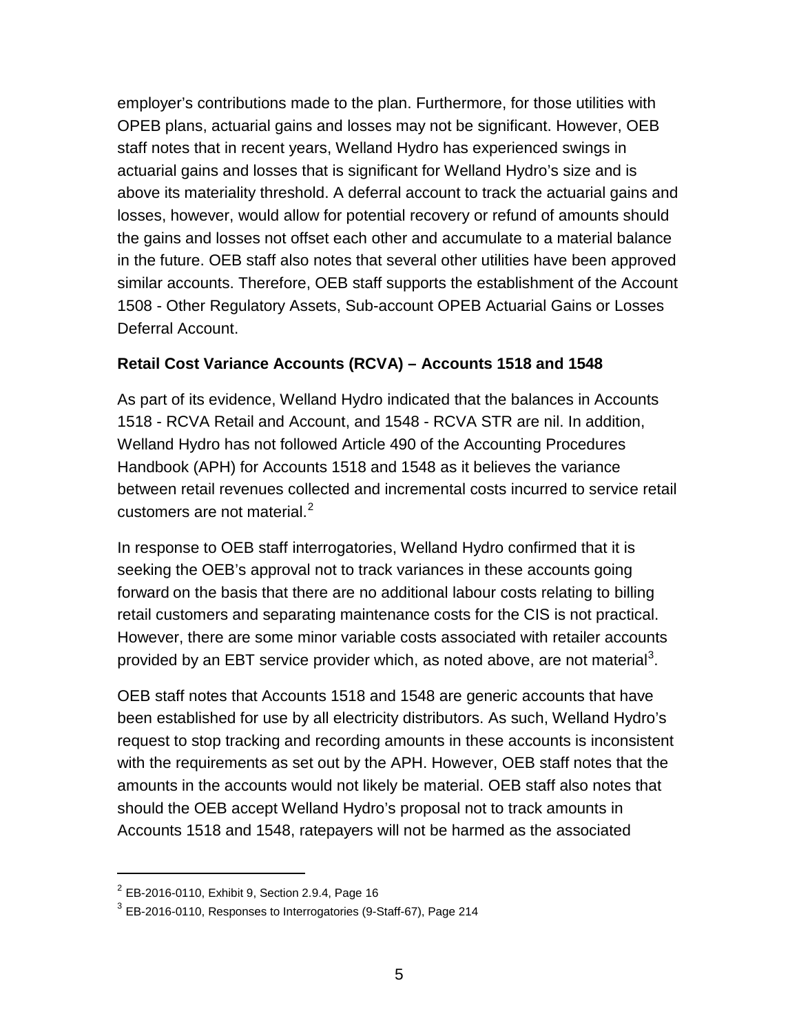employer's contributions made to the plan. Furthermore, for those utilities with OPEB plans, actuarial gains and losses may not be significant. However, OEB staff notes that in recent years, Welland Hydro has experienced swings in actuarial gains and losses that is significant for Welland Hydro's size and is above its materiality threshold. A deferral account to track the actuarial gains and losses, however, would allow for potential recovery or refund of amounts should the gains and losses not offset each other and accumulate to a material balance in the future. OEB staff also notes that several other utilities have been approved similar accounts. Therefore, OEB staff supports the establishment of the Account 1508 - Other Regulatory Assets, Sub-account OPEB Actuarial Gains or Losses Deferral Account.

**Retail Cost Variance Accounts (RCVA) – Accounts 1518 and 1548**

As part of its evidence, Welland Hydro indicated that the balances in Accounts 1518 - RCVA Retail and Account, and 1548 - RCVA STR are nil. In addition, Welland Hydro has not followed Article 490 of the Accounting Procedures Handbook (APH) for Accounts 1518 and 1548 as it believes the variance between retail revenues collected and incremental costs incurred to service retail customers are not material.[2]

In response to OEB staff interrogatories, Welland Hydro confirmed that it is seeking the OEB's approval not to track variances in these accounts going forward on the basis that there are no additional labour costs relating to billing retail customers and separating maintenance costs for the CIS is not practical. However, there are some minor variable costs associated with retailer accounts provided by an EBT service provider which, as noted above, are not material[3].

OEB staff notes that Accounts 1518 and 1548 are generic accounts that have been established for use by all electricity distributors. As such, Welland Hydro's request to stop tracking and recording amounts in these accounts is inconsistent with the requirements as set out by the APH. However, OEB staff notes that the amounts in the accounts would not likely be material. OEB staff also notes that should the OEB accept Welland Hydro's proposal not to track amounts in Accounts 1518 and 1548, ratepayers will not be harmed as the associated

---

[2] EB-2016-0110, Exhibit 9, Section 2.9.4, Page 16

[3] EB-2016-0110, Responses to Interrogatories (9-Staff-67), Page 214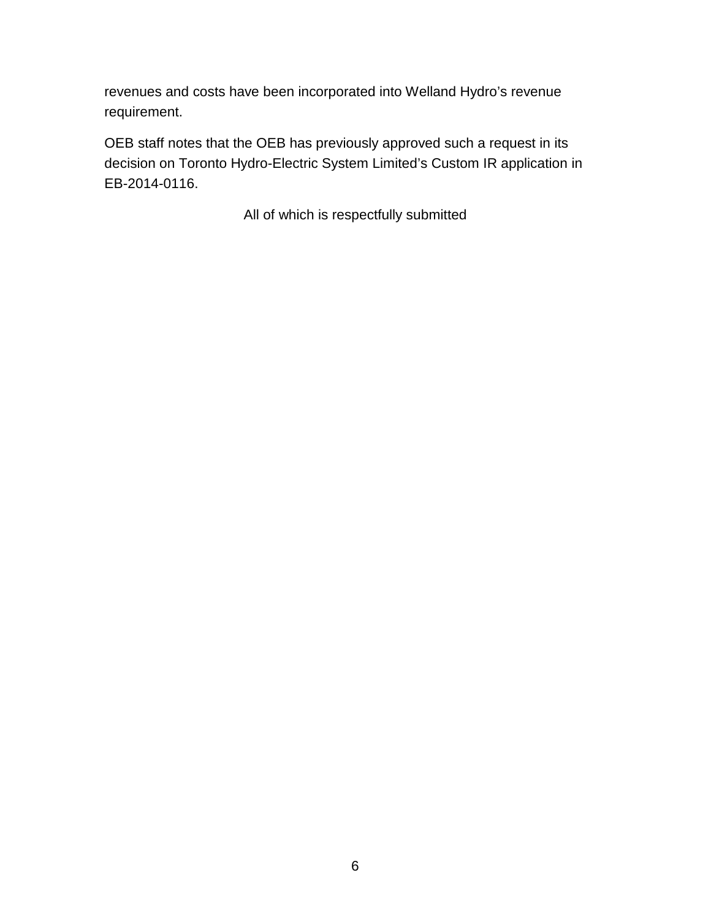revenues and costs have been incorporated into Welland Hydro's revenue requirement.

OEB staff notes that the OEB has previously approved such a request in its decision on Toronto Hydro-Electric System Limited's Custom IR application in EB-2014-0116.

All of which is respectfully submitted